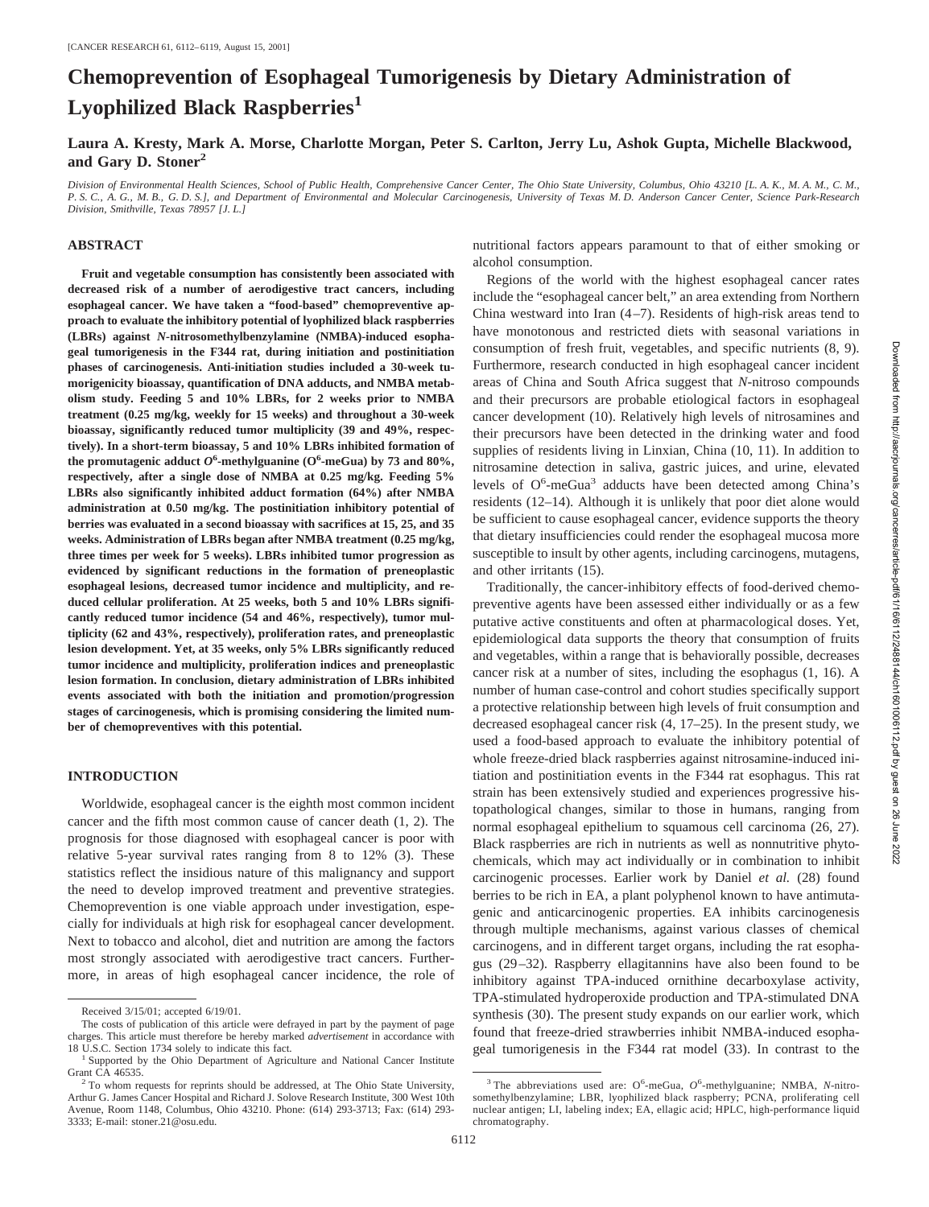# Chemopreventive of Esophageal Tumorigenesis by Dietary Administration of Lyophilized Black Raspberries[1]

**Laura A. Kresty, Mark A. Morse, Charlotte Morgan, Peter S. Carlton, Jerry Lu, Ashok Gupta, Michelle Blackwood, and Gary D. Stoner[2]**

*Division of Environmental Health Sciences, School of Public Health, Comprehensive Cancer Center, The Ohio State University, Columbus, Ohio 43210 [L. A. K., M. A. M., C. M., P. S. C., A. G., M. B., G. D. S.], and Department of Environmental and Molecular Carcinogenesis, University of Texas M. D. Anderson Cancer Center, Science Park-Research Division, Smithville, Texas 78957 [J. L.]*

## ABSTRACT

**Fruit and vegetable consumption has consistently been associated with decreased risk of a number of aerodigestive tract cancers, including esophageal cancer. We have taken a "food-based" chemopreventive approach to evaluate the inhibitory potential of lyophilized black raspberries (LBRs) against *N*-nitrosomethylbenzylamine (NMBA)-induced esophageal tumorigenesis in the F344 rat, during initiation and postinitiation phases of carcinogenesis. Anti-initiation studies included a 30-week tumorigenicity bioassay, quantification of DNA adducts, and NMBA metabolism study. Feeding 5 and 10% LBRs, for 2 weeks prior to NMBA treatment (0.25 mg/kg, weekly for 15 weeks) and throughout a 30-week bioassay, significantly reduced tumor multiplicity (39 and 49%, respectively). In a short-term bioassay, 5 and 10% LBRs inhibited formation of the promutagenic adduct $O^6$-methylguanine ($O^6$-meGua) by 73 and 80%, respectively, after a single dose of NMBA at 0.25 mg/kg. Feeding 5% LBRs also significantly inhibited adduct formation (64%) after NMBA administration at 0.50 mg/kg. The postinitiation inhibitory potential of berries was evaluated in a second bioassay with sacrifices at 15, 25, and 35 weeks. Administration of LBRs began after NMBA treatment (0.25 mg/kg, three times per week for 5 weeks). LBRs inhibited tumor progression as evidenced by significant reductions in the formation of preneoplastic esophageal lesions, decreased tumor incidence and multiplicity, and reduced cellular proliferation. At 25 weeks, both 5 and 10% LBRs significantly reduced tumor incidence (54 and 46%, respectively), tumor multiplicity (62 and 43%, respectively), proliferation rates, and preneoplastic lesion development. Yet, at 35 weeks, only 5% LBRs significantly reduced tumor incidence and multiplicity, proliferation indices and preneoplastic lesion formation. In conclusion, dietary administration of LBRs inhibited events associated with both the initiation and promotion/progression stages of carcinogenesis, which is promising considering the limited number of chemopreventives with this potential.**

## INTRODUCTION

Worldwide, esophageal cancer is the eighth most common incident cancer and the fifth most common cause of cancer death (1, 2). The prognosis for those diagnosed with esophageal cancer is poor with relative 5-year survival rates ranging from 8 to 12% (3). These statistics reflect the insidious nature of this malignancy and support the need to develop improved treatment and preventive strategies. Chemoprevention is one viable approach under investigation, especially for individuals at high risk for esophageal cancer development. Next to tobacco and alcohol, diet and nutrition are among the factors most strongly associated with aerodigestive tract cancers. Furthermore, in areas of high esophageal cancer incidence, the role of nutritional factors appears paramount to that of either smoking or alcohol consumption.

Regions of the world with the highest esophageal cancer rates include the "esophageal cancer belt," an area extending from Northern China westward into Iran (4–7). Residents of high-risk areas tend to have monotonous and restricted diets with seasonal variations in consumption of fresh fruit, vegetables, and specific nutrients (8, 9). Furthermore, research conducted in high esophageal cancer incident areas of China and South Africa suggest that *N*-nitroso compounds and their precursors are probable etiological factors in esophageal cancer development (10). Relatively high levels of nitrosamines and their precursors have been detected in the drinking water and food supplies of residents living in Linxian, China (10, 11). In addition to nitrosamine detection in saliva, gastric juices, and urine, elevated levels of $O^6$-meGua[3] adducts have been detected among China's residents (12–14). Although it is unlikely that poor diet alone would be sufficient to cause esophageal cancer, evidence supports the theory that dietary insufficiencies could render the esophageal mucosa more susceptible to insult by other agents, including carcinogens, mutagens, and other irritants (15).

Traditionally, the cancer-inhibitory effects of food-derived chemopreventive agents have been assessed either individually or as a few putative active constituents and often at pharmacological doses. Yet, epidemiological data supports the theory that consumption of fruits and vegetables, within a range that is behaviorally possible, decreases cancer risk at a number of sites, including the esophagus (1, 16). A number of human case-control and cohort studies specifically support a protective relationship between high levels of fruit consumption and decreased esophageal cancer risk (4, 17–25). In the present study, we used a food-based approach to evaluate the inhibitory potential of whole freeze-dried black raspberries against nitrosamine-induced initiation and postinitiation events in the F344 rat esophagus. This rat strain has been extensively studied and experiences progressive histopathological changes, similar to those in humans, ranging from normal esophageal epithelium to squamous cell carcinoma (26, 27). Black raspberries are rich in nutrients as well as nonnutritive phytochemicals, which may act individually or in combination to inhibit carcinogenic processes. Earlier work by Daniel *et al.* (28) found berries to be rich in EA, a plant polyphenol known to have antimutagenic and anticarcinogenic properties. EA inhibits carcinogenesis through multiple mechanisms, against various classes of chemical carcinogens, and in different target organs, including the rat esophagus (29–32). Raspberry ellagitannins have also been found to be inhibitory against TPA-induced ornithine decarboxylase activity, TPA-stimulated hydroperoxide production and TPA-stimulated DNA synthesis (30). The present study expands on our earlier work, which found that freeze-dried strawberries inhibit NMBA-induced esophageal tumorigenesis in the F344 rat model (33). In contrast to the

---

Received 3/15/01; accepted 6/19/01.

The costs of publication of this article were defrayed in part by the payment of page charges. This article must therefore be hereby marked *advertisement* in accordance with 18 U.S.C. Section 1734 solely to indicate this fact.

[1] Supported by the Ohio Department of Agriculture and National Cancer Institute Grant CA 46535.

[2] To whom requests for reprints should be addressed, at The Ohio State University, Arthur G. James Cancer Hospital and Richard J. Solove Research Institute, 300 West 10th Avenue, Room 1148, Columbus, Ohio 43210. Phone: (614) 293-3713; Fax: (614) 293-3333; E-mail: stoner.21@osu.edu.

[3] The abbreviations used are: $O^6$-meGua, $O^6$-methylguanine; NMBA, *N*-nitrosomethylbenzylamine; LBR, lyophilized black raspberry; PCNA, proliferating cell nuclear antigen; LI, labeling index; EA, ellagic acid; HPLC, high-performance liquid chromatography.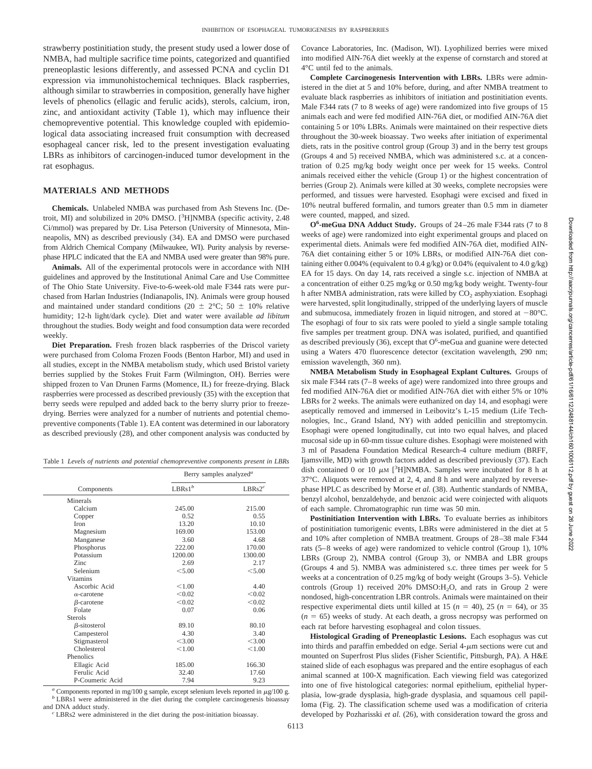strawberry postinitiation study, the present study used a lower dose of NMBA, had multiple sacrifice time points, categorized and quantified preneoplastic lesions differently, and assessed PCNA and cyclin D1 expression via immunohistochemical techniques. Black raspberries, although similar to strawberries in composition, generally have higher levels of phenolics (ellagic and ferulic acids), sterols, calcium, iron, zinc, and antioxidant activity (Table 1), which may influence their chemopreventive potential. This knowledge coupled with epidemiological data associating increased fruit consumption with decreased esophageal cancer risk, led to the present investigation evaluating LBRs as inhibitors of carcinogen-induced tumor development in the rat esophagus.

## MATERIALS AND METHODS

**Chemicals.** Unlabeled NMBA was purchased from Ash Stevens Inc. (Detroit, MI) and solubilized in 20% DMSO. [$^3$H]NMBA (specific activity, 2.48 Ci/mmol) was prepared by Dr. Lisa Peterson (University of Minnesota, Minneapolis, MN) as described previously (34). EA and DMSO were purchased from Aldrich Chemical Company (Milwaukee, WI). Purity analysis by reverse-phase HPLC indicated that the EA and NMBA used were greater than 98% pure.

**Animals.** All of the experimental protocols were in accordance with NIH guidelines and approved by the Institutional Animal Care and Use Committee of The Ohio State University. Five-to-6-week-old male F344 rats were purchased from Harlan Industries (Indianapolis, IN). Animals were group housed and maintained under standard conditions (20 ± 2°C; 50 ± 10% relative humidity; 12-h light/dark cycle). Diet and water were available *ad libitum* throughout the studies. Body weight and food consumption data were recorded weekly.

**Diet Preparation.** Fresh frozen black raspberries of the Driscol variety were purchased from Coloma Frozen Foods (Benton Harbor, MI) and used in all studies, except in the NMBA metabolism study, which used Bristol variety berries supplied by the Stokes Fruit Farm (Wilmington, OH). Berries were shipped frozen to Van Drunen Farms (Momence, IL) for freeze-drying. Black raspberries were processed as described previously (35) with the exception that berry seeds were repulped and added back to the berry slurry prior to freeze-drying. Berries were analyzed for a number of nutrients and potential chemopreventive components (Table 1). EA content was determined in our laboratory as described previously (28), and other component analysis was conducted by Covance Laboratories, Inc. (Madison, WI). Lyophilized berries were mixed into modified AIN-76A diet weekly at the expense of cornstarch and stored at 4°C until fed to the animals.

Table 1 *Levels of nutrients and potential chemopreventive components present in LBRs*

| Components | Berry samples analyzed[a] | |
|---|---|---|
| | LBRs1[b] | LBRs2[c] |
| Minerals | | |
| Calcium | 245.00 | 215.00 |
| Copper | 0.52 | 0.55 |
| Iron | 13.20 | 10.10 |
| Magnesium | 169.00 | 153.00 |
| Manganese | 3.60 | 4.68 |
| Phosphorus | 222.00 | 170.00 |
| Potassium | 1200.00 | 1300.00 |
| Zinc | 2.69 | 2.17 |
| Selenium | <5.00 | <5.00 |
| Vitamins | | |
| Ascorbic Acid | <1.00 | 4.40 |
| α-carotene | <0.02 | <0.02 |
| β-carotene | <0.02 | <0.02 |
| Folate | 0.07 | 0.06 |
| Sterols | | |
| β-sitosterol | 89.10 | 80.10 |
| Campesterol | 4.30 | 3.40 |
| Stigmasterol | <3.00 | <3.00 |
| Cholesterol | <1.00 | <1.00 |
| Phenolics | | |
| Ellagic Acid | 185.00 | 166.30 |
| Ferulic Acid | 32.40 | 17.60 |
| P-Coumeric Acid | 7.94 | 9.23 |

[a] Components reported in mg/100 g sample, except selenium levels reported in μg/100 g.
[b] LBRs1 were administered in the diet during the complete carcinogenesis bioassay and DNA adduct study.
[c] LBRs2 were administered in the diet during the post-initiation bioassay.

**Complete Carcinogenesis Intervention with LBRs.** LBRs were administered in the diet at 5 and 10% before, during, and after NMBA treatment to evaluate black raspberries as inhibitors of initiation and postinitiation events. Male F344 rats (7 to 8 weeks of age) were randomized into five groups of 15 animals each and were fed modified AIN-76A diet, or modified AIN-76A diet containing 5 or 10% LBRs. Animals were maintained on their respective diets throughout the 30-week bioassay. Two weeks after initiation of experimental diets, rats in the positive control group (Group 3) and in the berry test groups (Groups 4 and 5) received NMBA, which was administered s.c. at a concentration of 0.25 mg/kg body weight once per week for 15 weeks. Control animals received either the vehicle (Group 1) or the highest concentration of berries (Group 2). Animals were killed at 30 weeks, complete necropsies were performed, and tissues were harvested. Esophagi were excised and fixed in 10% neutral buffered formalin, and tumors greater than 0.5 mm in diameter were counted, mapped, and sized.

**O$^6$-meGua DNA Adduct Study.** Groups of 24–26 male F344 rats (7 to 8 weeks of age) were randomized into eight experimental groups and placed on experimental diets. Animals were fed modified AIN-76A diet, modified AIN-76A diet containing either 5 or 10% LBRs, or modified AIN-76A diet containing either 0.004% (equivalent to 0.4 g/kg) or 0.04% (equivalent to 4.0 g/kg) EA for 15 days. On day 14, rats received a single s.c. injection of NMBA at a concentration of either 0.25 mg/kg or 0.50 mg/kg body weight. Twenty-four h after NMBA administration, rats were killed by $CO_2$ asphyxiation. Esophagi were harvested, split longitudinally, stripped of the underlying layers of muscle and submucosa, immediately frozen in liquid nitrogen, and stored at −80°C. The esophagi of four to six rats were pooled to yield a single sample totaling five samples per treatment group. DNA was isolated, purified, and quantified as described previously (36), except that O$^6$-meGua and guanine were detected using a Waters 470 fluorescence detector (excitation wavelength, 290 nm; emission wavelength, 360 nm).

**NMBA Metabolism Study in Esophageal Explant Cultures.** Groups of six male F344 rats (7–8 weeks of age) were randomized into three groups and fed modified AIN-76A diet or modified AIN-76A diet with either 5% or 10% LBRs for 2 weeks. The animals were euthanized on day 14, and esophagi were aseptically removed and immersed in Leibovitz's L-15 medium (Life Technologies, Inc., Grand Island, NY) with added penicillin and streptomycin. Esophagi were opened longitudinally, cut into two equal halves, and placed mucosal side up in 60-mm tissue culture dishes. Esophagi were moistened with 3 ml of Pasadena Foundation Medical Research-4 culture medium (BRFF, Ijamsville, MD) with growth factors added as described previously (37). Each dish contained 0 or 10 μM [$^3$H]NMBA. Samples were incubated for 8 h at 37°C. Aliquots were removed at 2, 4, and 8 h and were analyzed by reverse-phase HPLC as described by Morse *et al.* (38). Authentic standards of NMBA, benzyl alcohol, benzaldehyde, and benzoic acid were coinjected with aliquots of each sample. Chromatographic run time was 50 min.

**Postinitiation Intervention with LBRs.** To evaluate berries as inhibitors of postinitiation tumorigenic events, LBRs were administered in the diet at 5 and 10% after completion of NMBA treatment. Groups of 28–38 male F344 rats (5–8 weeks of age) were randomized to vehicle control (Group 1), 10% LBRs (Group 2), NMBA control (Group 3), or NMBA and LBR groups (Groups 4 and 5). NMBA was administered s.c. three times per week for 5 weeks at a concentration of 0.25 mg/kg of body weight (Groups 3–5). Vehicle controls (Group 1) received 20% DMSO:$H_2O$, and rats in Group 2 were nondosed, high-concentration LBR controls. Animals were maintained on their respective experimental diets until killed at 15 ($n$ = 40), 25 ($n$ = 64), or 35 ($n$ = 65) weeks of study. At each death, a gross necropsy was performed on each rat before harvesting esophageal and colon tissues.

**Histological Grading of Preneoplastic Lesions.** Each esophagus was cut into thirds and paraffin embedded on edge. Serial 4-μm sections were cut and mounted on Superfrost Plus slides (Fisher Scientific, Pittsburgh, PA). A H&E stained slide of each esophagus was prepared and the entire esophagus of each animal scanned at 100-X magnification. Each viewing field was categorized into one of five histological categories: normal epithelium, epithelial hyperplasia, low-grade dysplasia, high-grade dysplasia, and squamous cell papilloma (Fig. 2). The classification scheme used was a modification of criteria developed by Pozharisski *et al.* (26), with consideration toward the gross and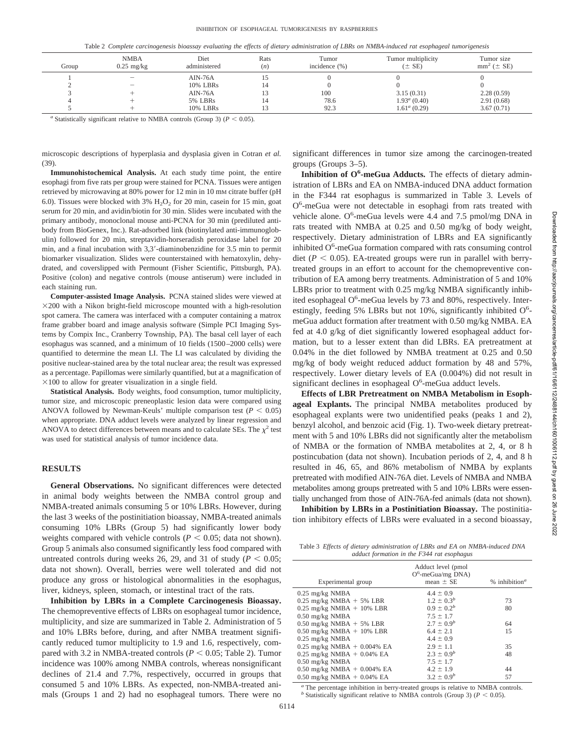Table 2 *Complete carcinogenesis bioassay evaluating the effects of dietary administration of LBRs on NMBA-induced rat esophageal tumorigenesis*

| Group | NMBA 0.25 mg/kg | Diet administered | Rats (*n*) | Tumor incidence (%) | Tumor multiplicity (± SE) | Tumor size $mm^2$ (± SE) |
|---|---|---|---|---|---|---|
| 1 | − | AIN-76A | 15 | 0 | 0 | 0 |
| 2 | − | 10% LBRs | 14 | 0 | 0 | 0 |
| 3 | + | AIN-76A | 13 | 100 | 3.15 (0.31) | 2.28 (0.59) |
| 4 | + | 5% LBRs | 14 | 78.6 | 1.93[a] (0.40) | 2.91 (0.68) |
| 5 | + | 10% LBRs | 13 | 92.3 | 1.61[a] (0.29) | 3.67 (0.71) |

[a] Statistically significant relative to NMBA controls (Group 3) ($P < 0.05$).

microscopic descriptions of hyperplasia and dysplasia given in Cotran *et al.* (39).

**Immunohistochemical Analysis.** At each study time point, the entire esophagi from five rats per group were stained for PCNA. Tissues were antigen retrieved by microwaving at 80% power for 12 min in 10 mM citrate buffer (pH 6.0). Tissues were blocked with 3% $H_2O_2$ for 20 min, casein for 15 min, goat serum for 20 min, and avidin/biotin for 30 min. Slides were incubated with the primary antibody, monoclonal mouse anti-PCNA for 30 min (prediluted antibody from BioGenex, Inc.). Rat-adsorbed link (biotinylated anti-immunoglobulin) followed for 20 min, streptavidin-horseradish peroxidase label for 20 min, and a final incubation with 3,3′-diaminobenzidine for 3.5 min to permit biomarker visualization. Slides were counterstained with hematoxylin, dehydrated, and coverslipped with Permount (Fisher Scientific, Pittsburgh, PA). Positive (colon) and negative controls (mouse antiserum) were included in each staining run.

**Computer-assisted Image Analysis.** PCNA stained slides were viewed at ×200 with a Nikon bright-field microscope mounted with a high-resolution spot camera. The camera was interfaced with a computer containing a matrox frame grabber board and image analysis software (Simple PCI Imaging Systems by Compix Inc., Cranberry Township, PA). The basal cell layer of each esophagus was scanned, and a minimum of 10 fields (1500–2000 cells) were quantified to determine the mean LI. The LI was calculated by dividing the positive nuclear-stained area by the total nuclear area; the result was expressed as a percentage. Papillomas were similarly quantified, but at a magnification of ×100 to allow for greater visualization in a single field.

**Statistical Analysis.** Body weights, food consumption, tumor multiplicity, tumor size, and microscopic preneoplastic lesion data were compared using ANOVA followed by Newman-Keuls' multiple comparison test ($P < 0.05$) when appropriate. DNA adduct levels were analyzed by linear regression and ANOVA to detect differences between means and to calculate SEs. The $\chi^2$ test was used for statistical analysis of tumor incidence data.

## RESULTS

**General Observations.** No significant differences were detected in animal body weights between the NMBA control group and NMBA-treated animals consuming 5 or 10% LBRs. However, during the last 3 weeks of the postinitiation bioassay, NMBA-treated animals consuming 10% LBRs (Group 5) had significantly lower body weights compared with vehicle controls ($P < 0.05$; data not shown). Group 5 animals also consumed significantly less food compared with untreated controls during weeks 26, 29, and 31 of study ($P < 0.05$; data not shown). Overall, berries were well tolerated and did not produce any gross or histological abnormalities in the esophagus, liver, kidneys, spleen, stomach, or intestinal tract of the rats.

**Inhibition by LBRs in a Complete Carcinogenesis Bioassay.** The chemopreventive effects of LBRs on esophageal tumor incidence, multiplicity, and size are summarized in Table 2. Administration of 5 and 10% LBRs before, during, and after NMBA treatment significantly reduced tumor multiplicity to 1.9 and 1.6, respectively, compared with 3.2 in NMBA-treated controls ($P < 0.05$; Table 2). Tumor incidence was 100% among NMBA controls, whereas nonsignificant declines of 21.4 and 7.7%, respectively, occurred in groups that consumed 5 and 10% LBRs. As expected, non-NMBA-treated animals (Groups 1 and 2) had no esophageal tumors. There were no significant differences in tumor size among the carcinogen-treated groups (Groups 3–5).

**Inhibition of $O^6$-meGua Adducts.** The effects of dietary administration of LBRs and EA on NMBA-induced DNA adduct formation in the F344 rat esophagus is summarized in Table 3. Levels of $O^6$-meGua were not detectable in esophagi from rats treated with vehicle alone. $O^6$-meGua levels were 4.4 and 7.5 pmol/mg DNA in rats treated with NMBA at 0.25 and 0.50 mg/kg of body weight, respectively. Dietary administration of LBRs and EA significantly inhibited $O^6$-meGua formation compared with rats consuming control diet ($P < 0.05$). EA-treated groups were run in parallel with berry-treated groups in an effort to account for the chemopreventive contribution of EA among berry treatments. Administration of 5 and 10% LBRs prior to treatment with 0.25 mg/kg NMBA significantly inhibited esophageal $O^6$-meGua levels by 73 and 80%, respectively. Interestingly, feeding 5% LBRs but not 10%, significantly inhibited $O^6$-meGua adduct formation after treatment with 0.50 mg/kg NMBA. EA fed at 4.0 g/kg of diet significantly lowered esophageal adduct formation, but to a lesser extent than did LBRs. EA pretreatment at 0.04% in the diet followed by NMBA treatment at 0.25 and 0.50 mg/kg of body weight reduced adduct formation by 48 and 57%, respectively. Lower dietary levels of EA (0.004%) did not result in significant declines in esophageal $O^6$-meGua adduct levels.

**Effects of LBR Pretreatment on NMBA Metabolism in Esophageal Explants.** The principal NMBA metabolites produced by esophageal explants were two unidentified peaks (peaks 1 and 2), benzyl alcohol, and benzoic acid (Fig. 1). Two-week dietary pretreatment with 5 and 10% LBRs did not significantly alter the metabolism of NMBA or the formation of NMBA metabolites at 2, 4, or 8 h postincubation (data not shown). Incubation periods of 2, 4, and 8 h resulted in 46, 65, and 86% metabolism of NMBA by explants pretreated with modified AIN-76A diet. Levels of NMBA and NMBA metabolites among groups pretreated with 5 and 10% LBRs were essentially unchanged from those of AIN-76A-fed animals (data not shown).

**Inhibition by LBRs in a Postinitiation Bioassay.** The postinitiation inhibitory effects of LBRs were evaluated in a second bioassay,

Table 3 *Effects of dietary administration of LBRs and EA on NMBA-induced DNA adduct formation in the F344 rat esophagus*

| Experimental group | Adduct level (pmol $O^6$-meGua/mg DNA) mean ± SE | % inhibition[a] |
|---|---|---|
| 0.25 mg/kg NMBA | 4.4 ± 0.9 | |
| 0.25 mg/kg NMBA + 5% LBR | 1.2 ± 0.3[b] | 73 |
| 0.25 mg/kg NMBA + 10% LBR | 0.9 ± 0.2[b] | 80 |
| 0.50 mg/kg NMBA | 7.5 ± 1.7 | |
| 0.50 mg/kg NMBA + 5% LBR | 2.7 ± 0.9[b] | 64 |
| 0.50 mg/kg NMBA + 10% LBR | 6.4 ± 2.1 | 15 |
| 0.25 mg/kg NMBA | 4.4 ± 0.9 | |
| 0.25 mg/kg NMBA + 0.004% EA | 2.9 ± 1.1 | 35 |
| 0.25 mg/kg NMBA + 0.04% EA | 2.3 ± 0.9[b] | 48 |
| 0.50 mg/kg NMBA | 7.5 ± 1.7 | |
| 0.50 mg/kg NMBA + 0.004% EA | 4.2 ± 1.9 | 44 |
| 0.50 mg/kg NMBA + 0.04% EA | 3.2 ± 0.9[b] | 57 |

[a] The percentage inhibition in berry-treated groups is relative to NMBA controls.
[b] Statistically significant relative to NMBA controls (Group 3) ($P < 0.05$).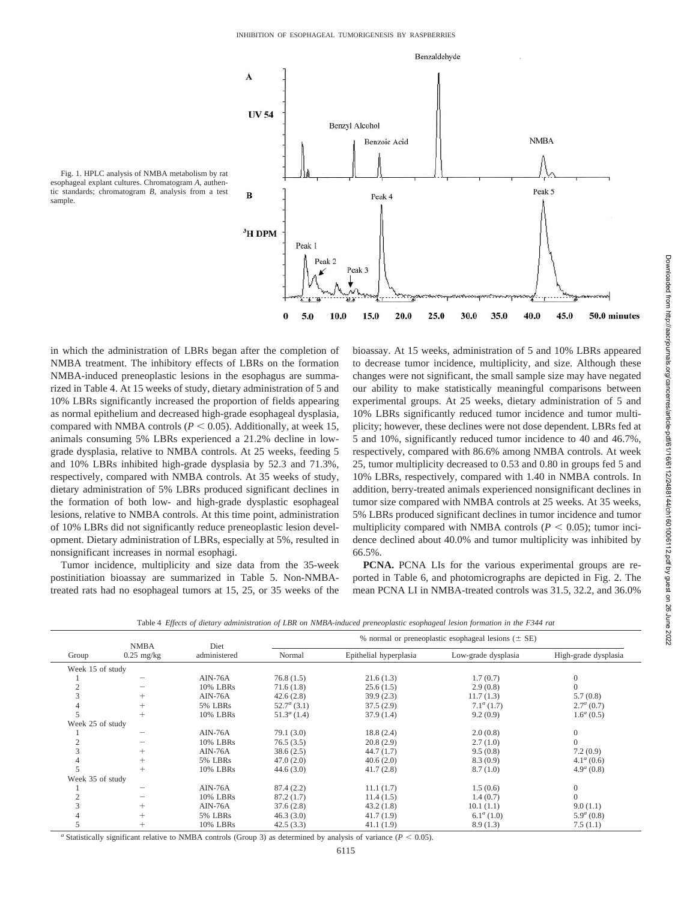Fig. 1. HPLC analysis of NMBA metabolism by rat esophageal explant cultures. Chromatogram *A*, authentic standards; chromatogram *B*, analysis from a test sample.

in which the administration of LBRs began after the completion of NMBA treatment. The inhibitory effects of LBRs on the formation NMBA-induced preneoplastic lesions in the esophagus are summarized in Table 4. At 15 weeks of study, dietary administration of 5 and 10% LBRs significantly increased the proportion of fields appearing as normal epithelium and decreased high-grade esophageal dysplasia, compared with NMBA controls ($P < 0.05$). Additionally, at week 15, animals consuming 5% LBRs experienced a 21.2% decline in low-grade dysplasia, relative to NMBA controls. At 25 weeks, feeding 5 and 10% LBRs inhibited high-grade dysplasia by 52.3 and 71.3%, respectively, compared with NMBA controls. At 35 weeks of study, dietary administration of 5% LBRs produced significant declines in the formation of both low- and high-grade dysplastic esophageal lesions, relative to NMBA controls. At this time point, administration of 10% LBRs did not significantly reduce preneoplastic lesion development. Dietary administration of LBRs, especially at 5%, resulted in nonsignificant increases in normal esophagi.

Tumor incidence, multiplicity and size data from the 35-week postinitiation bioassay are summarized in Table 5. Non-NMBA-treated rats had no esophageal tumors at 15, 25, or 35 weeks of the bioassay. At 15 weeks, administration of 5 and 10% LBRs appeared to decrease tumor incidence, multiplicity, and size. Although these changes were not significant, the small sample size may have negated our ability to make statistically meaningful comparisons between experimental groups. At 25 weeks, dietary administration of 5 and 10% LBRs significantly reduced tumor incidence and tumor multiplicity; however, these declines were not dose dependent. LBRs fed at 5 and 10%, significantly reduced tumor incidence to 40 and 46.7%, respectively, compared with 86.6% among NMBA controls. At week 25, tumor multiplicity decreased to 0.53 and 0.80 in groups fed 5 and 10% LBRs, respectively, compared with 1.40 in NMBA controls. In addition, berry-treated animals experienced nonsignificant declines in tumor size compared with NMBA controls at 25 weeks. At 35 weeks, 5% LBRs produced significant declines in tumor incidence and tumor multiplicity compared with NMBA controls ($P < 0.05$); tumor incidence declined about 40.0% and tumor multiplicity was inhibited by 66.5%.

**PCNA.** PCNA LIs for the various experimental groups are reported in Table 6, and photomicrographs are depicted in Fig. 2. The mean PCNA LI in NMBA-treated controls was 31.5, 32.2, and 36.0%

Table 4 *Effects of dietary administration of LBR on NMBA-induced preneoplastic esophageal lesion formation in the F344 rat*

| Group | NMBA 0.25 mg/kg | Diet administered | % normal or preneoplastic esophageal lesions (± SE) | | | |
|---|---|---|---|---|---|---|
| | | | Normal | Epithelial hyperplasia | Low-grade dysplasia | High-grade dysplasia |
| Week 15 of study | | | | | | |
| 1 | − | AIN-76A | 76.8 (1.5) | 21.6 (1.3) | 1.7 (0.7) | 0 |
| 2 | − | 10% LBRs | 71.6 (1.8) | 25.6 (1.5) | 2.9 (0.8) | 0 |
| 3 | + | AIN-76A | 42.6 (2.8) | 39.9 (2.3) | 11.7 (1.3) | 5.7 (0.8) |
| 4 | + | 5% LBRs | 52.7[a] (3.1) | 37.5 (2.9) | 7.1[a] (1.7) | 2.7[a] (0.7) |
| 5 | + | 10% LBRs | 51.3[a] (1.4) | 37.9 (1.4) | 9.2 (0.9) | 1.6[a] (0.5) |
| Week 25 of study | | | | | | |
| 1 | − | AIN-76A | 79.1 (3.0) | 18.8 (2.4) | 2.0 (0.8) | 0 |
| 2 | − | 10% LBRs | 76.5 (3.5) | 20.8 (2.9) | 2.7 (1.0) | 0 |
| 3 | + | AIN-76A | 38.6 (2.5) | 44.7 (1.7) | 9.5 (0.8) | 7.2 (0.9) |
| 4 | + | 5% LBRs | 47.0 (2.0) | 40.6 (2.0) | 8.3 (0.9) | 4.1[a] (0.6) |
| 5 | + | 10% LBRs | 44.6 (3.0) | 41.7 (2.8) | 8.7 (1.0) | 4.9[a] (0.8) |
| Week 35 of study | | | | | | |
| 1 | − | AIN-76A | 87.4 (2.2) | 11.1 (1.7) | 1.5 (0.6) | 0 |
| 2 | − | 10% LBRs | 87.2 (1.7) | 11.4 (1.5) | 1.4 (0.7) | 0 |
| 3 | + | AIN-76A | 37.6 (2.8) | 43.2 (1.8) | 10.1 (1.1) | 9.0 (1.1) |
| 4 | + | 5% LBRs | 46.3 (3.0) | 41.7 (1.9) | 6.1[a] (1.0) | 5.9[a] (0.8) |
| 5 | + | 10% LBRs | 42.5 (3.3) | 41.1 (1.9) | 8.9 (1.3) | 7.5 (1.1) |

[a] Statistically significant relative to NMBA controls (Group 3) as determined by analysis of variance ($P < 0.05$).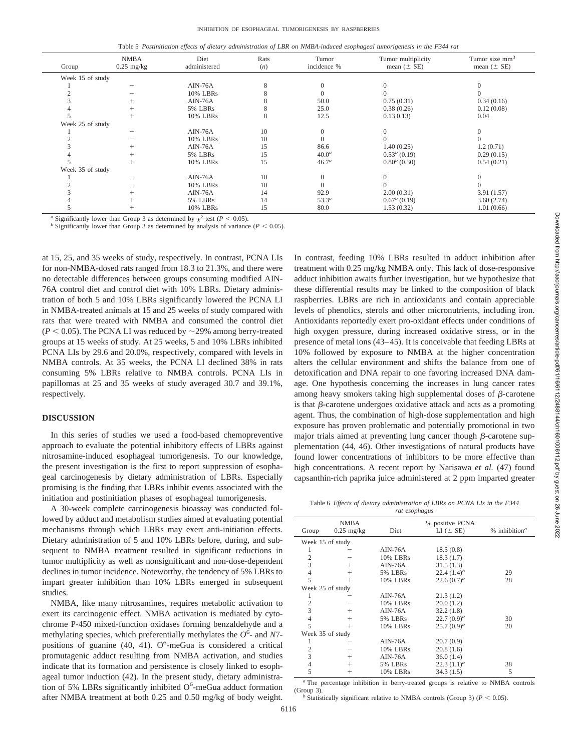Table 5 *Postinitiation effects of dietary administration of LBR on NMBA-induced esophageal tumorigenesis in the F344 rat*

| Group | NMBA 0.25 mg/kg | Diet administered | Rats (*n*) | Tumor incidence % | Tumor multiplicity mean (± SE) | Tumor size mm³ mean (± SE) |
|---|---|---|---|---|---|---|
| Week 15 of study | | | | | | |
| 1 | − | AIN-76A | 8 | 0 | 0 | 0 |
| 2 | − | 10% LBRs | 8 | 0 | 0 | 0 |
| 3 | + | AIN-76A | 8 | 50.0 | 0.75 (0.31) | 0.34 (0.16) |
| 4 | + | 5% LBRs | 8 | 25.0 | 0.38 (0.26) | 0.12 (0.08) |
| 5 | + | 10% LBRs | 8 | 12.5 | 0.13 0.13) | 0.04 |
| Week 25 of study | | | | | | |
| 1 | − | AIN-76A | 10 | 0 | 0 | 0 |
| 2 | − | 10% LBRs | 10 | 0 | 0 | 0 |
| 3 | + | AIN-76A | 15 | 86.6 | 1.40 (0.25) | 1.2 (0.71) |
| 4 | + | 5% LBRs | 15 | 40.0[a] | 0.53[b] (0.19) | 0.29 (0.15) |
| 5 | + | 10% LBRs | 15 | 46.7[a] | 0.80[b] (0.30) | 0.54 (0.21) |
| Week 35 of study | | | | | | |
| 1 | − | AIN-76A | 10 | 0 | 0 | 0 |
| 2 | − | 10% LBRs | 10 | 0 | 0 | 0 |
| 3 | + | AIN-76A | 14 | 92.9 | 2.00 (0.31) | 3.91 (1.57) |
| 4 | + | 5% LBRs | 14 | 53.3[a] | 0.67[b] (0.19) | 3.60 (2.74) |
| 5 | + | 10% LBRs | 15 | 80.0 | 1.53 (0.32) | 1.01 (0.66) |

[a] Significantly lower than Group 3 as determined by $\chi^2$ test ($P < 0.05$).
[b] Significantly lower than Group 3 as determined by analysis of variance ($P < 0.05$).

at 15, 25, and 35 weeks of study, respectively. In contrast, PCNA LIs for non-NMBA-dosed rats ranged from 18.3 to 21.3%, and there were no detectable differences between groups consuming modified AIN-76A control diet and control diet with 10% LBRs. Dietary administration of both 5 and 10% LBRs significantly lowered the PCNA LI in NMBA-treated animals at 15 and 25 weeks of study compared with rats that were treated with NMBA and consumed the control diet ($P < 0.05$). The PCNA LI was reduced by ~29% among berry-treated groups at 15 weeks of study. At 25 weeks, 5 and 10% LBRs inhibited PCNA LIs by 29.6 and 20.0%, respectively, compared with levels in NMBA controls. At 35 weeks, the PCNA LI declined 38% in rats consuming 5% LBRs relative to NMBA controls. PCNA LIs in papillomas at 25 and 35 weeks of study averaged 30.7 and 39.1%, respectively.

## DISCUSSION

In this series of studies we used a food-based chemopreventive approach to evaluate the potential inhibitory effects of LBRs against nitrosamine-induced esophageal tumorigenesis. To our knowledge, the present investigation is the first to report suppression of esophageal carcinogenesis by dietary administration of LBRs. Especially promising is the finding that LBRs inhibit events associated with the initiation and postinitiation phases of esophageal tumorigenesis.

A 30-week complete carcinogenesis bioassay was conducted followed by adduct and metabolism studies aimed at evaluating potential mechanisms through which LBRs may exert anti-initiation effects. Dietary administration of 5 and 10% LBRs before, during, and subsequent to NMBA treatment resulted in significant reductions in tumor multiplicity as well as nonsignificant and non-dose-dependent declines in tumor incidence. Noteworthy, the tendency of 5% LBRs to impart greater inhibition than 10% LBRs emerged in subsequent studies.

NMBA, like many nitrosamines, requires metabolic activation to exert its carcinogenic effect. NMBA activation is mediated by cytochrome P-450 mixed-function oxidases forming benzaldehyde and a methylating species, which preferentially methylates the $O^6$- and *N*7-positions of guanine (40, 41). $O^6$-meGua is considered a critical promutagenic adduct resulting from NMBA activation, and studies indicate that its formation and persistence is closely linked to esophageal tumor induction (42). In the present study, dietary administration of 5% LBRs significantly inhibited $O^6$-meGua adduct formation after NMBA treatment at both 0.25 and 0.50 mg/kg of body weight. In contrast, feeding 10% LBRs resulted in adduct inhibition after treatment with 0.25 mg/kg NMBA only. This lack of dose-responsive adduct inhibition awaits further investigation, but we hypothesize that these differential results may be linked to the composition of black raspberries. LBRs are rich in antioxidants and contain appreciable levels of phenolics, sterols and other micronutrients, including iron. Antioxidants reportedly exert pro-oxidant effects under conditions of high oxygen pressure, during increased oxidative stress, or in the presence of metal ions (43–45). It is conceivable that feeding LBRs at 10% followed by exposure to NMBA at the higher concentration alters the cellular environment and shifts the balance from one of detoxification and DNA repair to one favoring increased DNA damage. One hypothesis concerning the increases in lung cancer rates among heavy smokers taking high supplemental doses of β-carotene is that β-carotene undergoes oxidative attack and acts as a promoting agent. Thus, the combination of high-dose supplementation and high exposure has proven problematic and potentially promotional in two major trials aimed at preventing lung cancer though β-carotene supplementation (44, 46). Other investigations of natural products have found lower concentrations of inhibitors to be more effective than high concentrations. A recent report by Narisawa *et al.* (47) found capsanthin-rich paprika juice administered at 2 ppm imparted greater

Table 6 *Effects of dietary administration of LBRs on PCNA LIs in the F344 rat esophagus*

| Group | NMBA 0.25 mg/kg | Diet | % positive PCNA LI (± SE) | % inhibition[a] |
|---|---|---|---|---|
| Week 15 of study | | | | |
| 1 | − | AIN-76A | 18.5 (0.8) | |
| 2 | − | 10% LBRs | 18.3 (1.7) | |
| 3 | + | AIN-76A | 31.5 (1.3) | |
| 4 | + | 5% LBRs | 22.4 (1.4)[b] | 29 |
| 5 | + | 10% LBRs | 22.6 (0.7)[b] | 28 |
| Week 25 of study | | | | |
| 1 | − | AIN-76A | 21.3 (1.2) | |
| 2 | − | 10% LBRs | 20.0 (1.2) | |
| 3 | + | AIN-76A | 32.2 (1.8) | |
| 4 | + | 5% LBRs | 22.7 (0.9)[b] | 30 |
| 5 | + | 10% LBRs | 25.7 (0.9)[b] | 20 |
| Week 35 of study | | | | |
| 1 | − | AIN-76A | 20.7 (0.9) | |
| 2 | − | 10% LBRs | 20.8 (1.6) | |
| 3 | + | AIN-76A | 36.0 (1.4) | |
| 4 | + | 5% LBRs | 22.3 (1.1)[b] | 38 |
| 5 | + | 10% LBRs | 34.3 (1.5) | 5 |

[a] The percentage inhibition in berry-treated groups is relative to NMBA controls (Group 3).
[b] Statistically significant relative to NMBA controls (Group 3) ($P < 0.05$).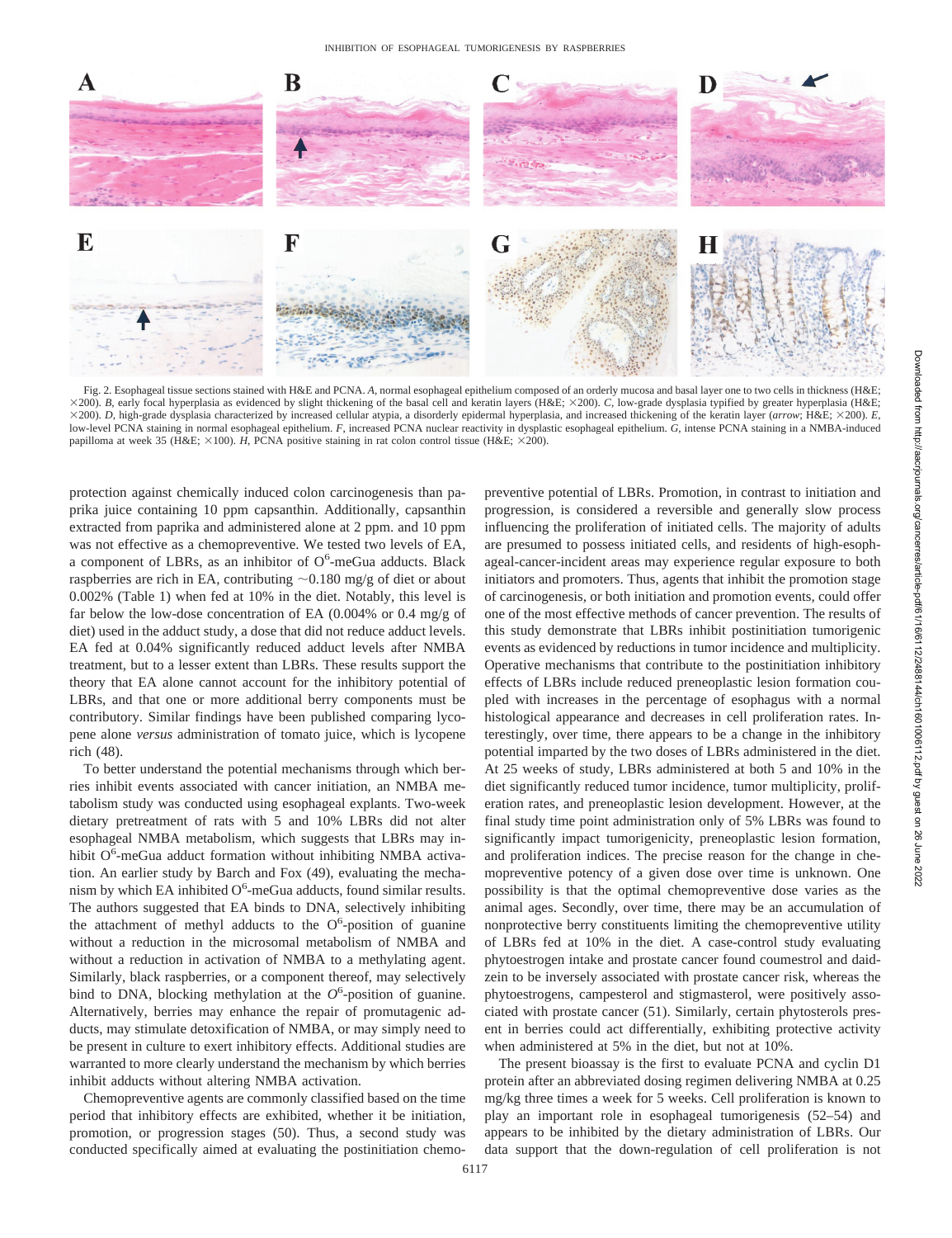Fig. 2. Esophageal tissue sections stained with H&E and PCNA. *A*, normal esophageal epithelium composed of an orderly mucosa and basal layer one to two cells in thickness (H&E; ×200). *B*, early focal hyperplasia as evidenced by slight thickening of the basal cell and keratin layers (H&E; ×200). *C*, low-grade dysplasia typified by greater hyperplasia (H&E; ×200). *D*, high-grade dysplasia characterized by increased cellular atypia, a disorderly epidermal hyperplasia, and increased thickening of the keratin layer (*arrow*; H&E; ×200). *E*, low-level PCNA staining in normal esophageal epithelium. *F*, increased PCNA nuclear reactivity in dysplastic esophageal epithelium. *G*, intense PCNA staining in a NMBA-induced papilloma at week 35 (H&E; ×100). *H*, PCNA positive staining in rat colon control tissue (H&E; ×200).

protection against chemically induced colon carcinogenesis than paprika juice containing 10 ppm capsanthin. Additionally, capsanthin extracted from paprika and administered alone at 2 ppm. and 10 ppm was not effective as a chemopreventive. We tested two levels of EA, a component of LBRs, as an inhibitor of $O^6$-meGua adducts. Black raspberries are rich in EA, contributing ~0.180 mg/g of diet or about 0.002% (Table 1) when fed at 10% in the diet. Notably, this level is far below the low-dose concentration of EA (0.004% or 0.4 mg/g of diet) used in the adduct study, a dose that did not reduce adduct levels. EA fed at 0.04% significantly reduced adduct levels after NMBA treatment, but to a lesser extent than LBRs. These results support the theory that EA alone cannot account for the inhibitory potential of LBRs, and that one or more additional berry components must be contributory. Similar findings have been published comparing lycopene alone *versus* administration of tomato juice, which is lycopene rich (48).

To better understand the potential mechanisms through which berries inhibit events associated with cancer initiation, an NMBA metabolism study was conducted using esophageal explants. Two-week dietary pretreatment of rats with 5 and 10% LBRs did not alter esophageal NMBA metabolism, which suggests that LBRs may inhibit $O^6$-meGua adduct formation without inhibiting NMBA activation. An earlier study by Barch and Fox (49), evaluating the mechanism by which EA inhibited $O^6$-meGua adducts, found similar results. The authors suggested that EA binds to DNA, selectively inhibiting the attachment of methyl adducts to the $O^6$-position of guanine without a reduction in the microsomal metabolism of NMBA and without a reduction in activation of NMBA to a methylating agent. Similarly, black raspberries, or a component thereof, may selectively bind to DNA, blocking methylation at the $O^6$-position of guanine. Alternatively, berries may enhance the repair of promutagenic adducts, may stimulate detoxification of NMBA, or may simply need to be present in culture to exert inhibitory effects. Additional studies are warranted to more clearly understand the mechanism by which berries inhibit adducts without altering NMBA activation.

Chemopreventive agents are commonly classified based on the time period that inhibitory effects are exhibited, whether it be initiation, promotion, or progression stages (50). Thus, a second study was conducted specifically aimed at evaluating the postinitiation chemopreventive potential of LBRs. Promotion, in contrast to initiation and progression, is considered a reversible and generally slow process influencing the proliferation of initiated cells. The majority of adults are presumed to possess initiated cells, and residents of high-esophageal-cancer-incident areas may experience regular exposure to both initiators and promoters. Thus, agents that inhibit the promotion stage of carcinogenesis, or both initiation and promotion events, could offer one of the most effective methods of cancer prevention. The results of this study demonstrate that LBRs inhibit postinitiation tumorigenic events as evidenced by reductions in tumor incidence and multiplicity. Operative mechanisms that contribute to the postinitiation inhibitory effects of LBRs include reduced preneoplastic lesion formation coupled with increases in the percentage of esophagus with a normal histological appearance and decreases in cell proliferation rates. Interestingly, over time, there appears to be a change in the inhibitory potential imparted by the two doses of LBRs administered in the diet. At 25 weeks of study, LBRs administered at both 5 and 10% in the diet significantly reduced tumor incidence, tumor multiplicity, proliferation rates, and preneoplastic lesion development. However, at the final study time point administration only of 5% LBRs was found to significantly impact tumorigenicity, preneoplastic lesion formation, and proliferation indices. The precise reason for the change in chemopreventive potency of a given dose over time is unknown. One possibility is that the optimal chemopreventive dose varies as the animal ages. Secondly, over time, there may be an accumulation of nonprotective berry constituents limiting the chemopreventive utility of LBRs fed at 10% in the diet. A case-control study evaluating phytoestrogen intake and prostate cancer found coumestrol and daidzein to be inversely associated with prostate cancer risk, whereas the phytoestrogens, campesterol and stigmasterol, were positively associated with prostate cancer (51). Similarly, certain phytosterols present in berries could act differentially, exhibiting protective activity when administered at 5% in the diet, but not at 10%.

The present bioassay is the first to evaluate PCNA and cyclin D1 protein after an abbreviated dosing regimen delivering NMBA at 0.25 mg/kg three times a week for 5 weeks. Cell proliferation is known to play an important role in esophageal tumorigenesis (52–54) and appears to be inhibited by the dietary administration of LBRs. Our data support that the down-regulation of cell proliferation is not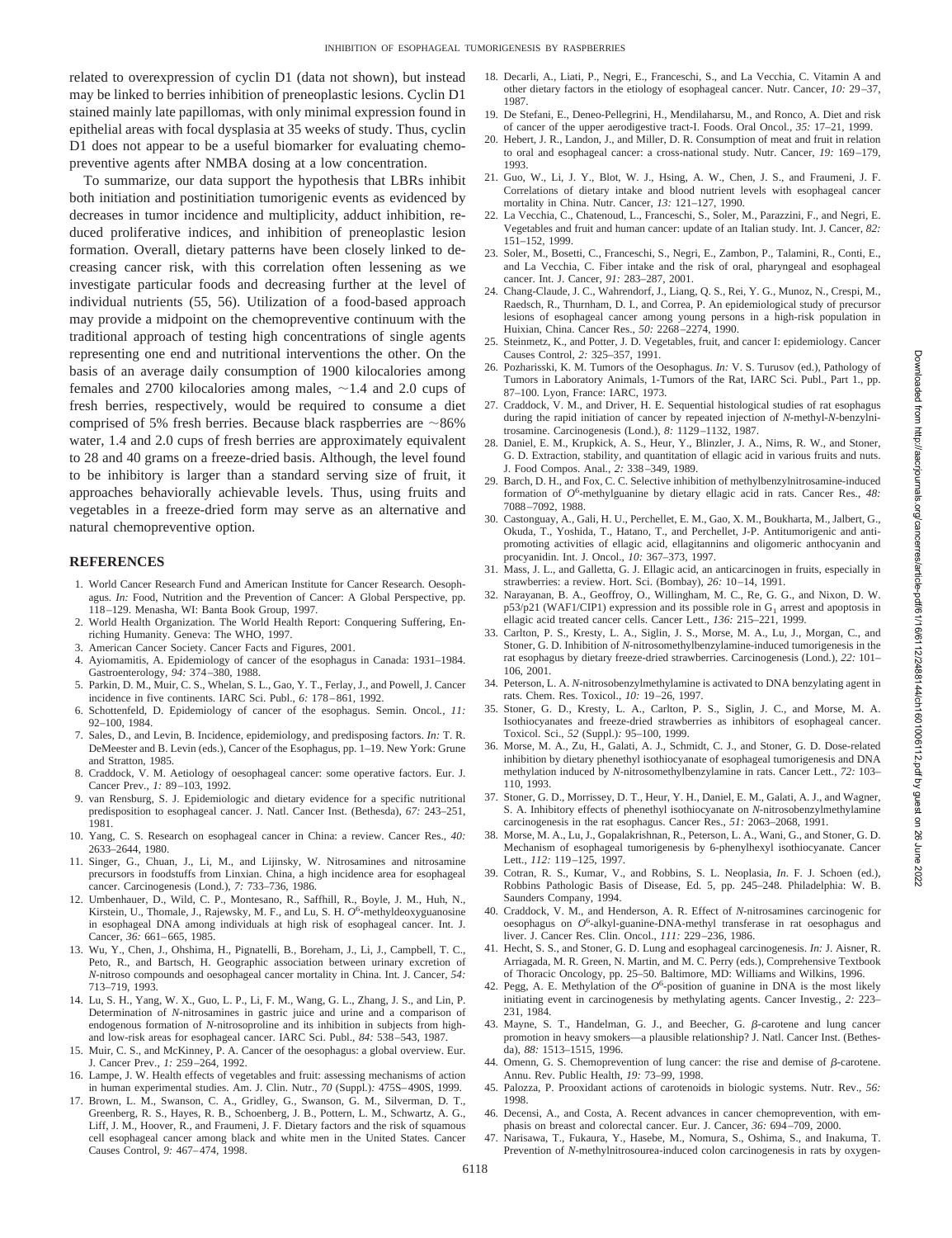related to overexpression of cyclin D1 (data not shown), but instead may be linked to berries inhibition of preneoplastic lesions. Cyclin D1 stained mainly late papillomas, with only minimal expression found in epithelial areas with focal dysplasia at 35 weeks of study. Thus, cyclin D1 does not appear to be a useful biomarker for evaluating chemopreventive agents after NMBA dosing at a low concentration.

To summarize, our data support the hypothesis that LBRs inhibit both initiation and postinitiation tumorigenic events as evidenced by decreases in tumor incidence and multiplicity, adduct inhibition, reduced proliferative indices, and inhibition of preneoplastic lesion formation. Overall, dietary patterns have been closely linked to decreasing cancer risk, with this correlation often lessening as we investigate particular foods and decreasing further at the level of individual nutrients (55, 56). Utilization of a food-based approach may provide a midpoint on the chemopreventive continuum with the traditional approach of testing high concentrations of single agents representing one end and nutritional interventions the other. On the basis of an average daily consumption of 1900 kilocalories among females and 2700 kilocalories among males, ~1.4 and 2.0 cups of fresh berries, respectively, would be required to consume a diet comprised of 5% fresh berries. Because black raspberries are ~86% water, 1.4 and 2.0 cups of fresh berries are approximately equivalent to 28 and 40 grams on a freeze-dried basis. Although, the level found to be inhibitory is larger than a standard serving size of fruit, it approaches behaviorally achievable levels. Thus, using fruits and vegetables in a freeze-dried form may serve as an alternative and natural chemopreventive option.

## REFERENCES

1. World Cancer Research Fund and American Institute for Cancer Research. Oesophagus. *In:* Food, Nutrition and the Prevention of Cancer: A Global Perspective, pp. 118–129. Menasha, WI: Banta Book Group, 1997.
2. World Health Organization. The World Health Report: Conquering Suffering, Enriching Humanity. Geneva: The WHO, 1997.
3. American Cancer Society. Cancer Facts and Figures, 2001.
4. Ayiomamitis, A. Epidemiology of cancer of the esophagus in Canada: 1931–1984. Gastroenterology, *94:* 374–380, 1988.
5. Parkin, D. M., Muir, C. S., Whelan, S. L., Gao, Y. T., Ferlay, J., and Powell, J. Cancer incidence in five continents. IARC Sci. Publ., *6:* 178–861, 1992.
6. Schottenfeld, D. Epidemiology of cancer of the esophagus. Semin. Oncol., *11:* 92–100, 1984.
7. Sales, D., and Levin, B. Incidence, epidemiology, and predisposing factors. *In:* T. R. DeMeester and B. Levin (eds.), Cancer of the Esophagus, pp. 1–19. New York: Grune and Stratton, 1985.
8. Craddock, V. M. Aetiology of oesophageal cancer: some operative factors. Eur. J. Cancer Prev., *1:* 89–103, 1992.
9. van Rensburg, S. J. Epidemiologic and dietary evidence for a specific nutritional predisposition to esophageal cancer. J. Natl. Cancer Inst. (Bethesda), *67:* 243–251, 1981.
10. Yang, C. S. Research on esophageal cancer in China: a review. Cancer Res., *40:* 2633–2644, 1980.
11. Singer, G., Chuan, J., Li, M., and Lijinsky, W. Nitrosamines and nitrosamine precursors in foodstuffs from Linxian. China, a high incidence area for esophageal cancer. Carcinogenesis (Lond.), *7:* 733–736, 1986.
12. Umbenhauer, D., Wild, C. P., Montesano, R., Saffhill, R., Boyle, J. M., Huh, N., Kirstein, U., Thomale, J., Rajewsky, M. F., and Lu, S. H. $O^6$-methyldeoxyguanosine in esophageal DNA among individuals at high risk of esophageal cancer. Int. J. Cancer, *36:* 661–665, 1985.
13. Wu, Y., Chen, J., Ohshima, H., Pignatelli, B., Boreham, J., Li, J., Campbell, T. C., Peto, R., and Bartsch, H. Geographic association between urinary excretion of *N*-nitroso compounds and oesophageal cancer mortality in China. Int. J. Cancer, *54:* 713–719, 1993.
14. Lu, S. H., Yang, W. X., Guo, L. P., Li, F. M., Wang, G. L., Zhang, J. S., and Lin, P. Determination of *N*-nitrosamines in gastric juice and urine and a comparison of endogenous formation of *N*-nitrosoproline and its inhibition in subjects from high- and low-risk areas for esophageal cancer. IARC Sci. Publ., *84:* 538–543, 1987.
15. Muir, C. S., and McKinney, P. A. Cancer of the oesophagus: a global overview. Eur. J. Cancer Prev., *1:* 259–264, 1992.
16. Lampe, J. W. Health effects of vegetables and fruit: assessing mechanisms of action in human experimental studies. Am. J. Clin. Nutr., *70* (Suppl.)*:* 475S–490S, 1999.
17. Brown, L. M., Swanson, C. A., Gridley, G., Swanson, G. M., Silverman, D. T., Greenberg, R. S., Hayes, R. B., Schoenberg, J. B., Pottern, L. M., Schwartz, A. G., Liff, J. M., Hoover, R., and Fraumeni, J. F. Dietary factors and the risk of squamous cell esophageal cancer among black and white men in the United States. Cancer Causes Control, *9:* 467–474, 1998.
18. Decarli, A., Liati, P., Negri, E., Franceschi, S., and La Vecchia, C. Vitamin A and other dietary factors in the etiology of esophageal cancer. Nutr. Cancer, *10:* 29–37, 1987.
19. De Stefani, E., Deneo-Pellegrini, H., Mendilaharsu, M., and Ronco, A. Diet and risk of cancer of the upper aerodigestive tract-I. Foods. Oral Oncol., *35:* 17–21, 1999.
20. Hebert, J. R., Landon, J., and Miller, D. R. Consumption of meat and fruit in relation to oral and esophageal cancer: a cross-national study. Nutr. Cancer, *19:* 169–179, 1993.
21. Guo, W., Li, J. Y., Blot, W. J., Hsing, A. W., Chen, J. S., and Fraumeni, J. F. Correlations of dietary intake and blood nutrient levels with esophageal cancer mortality in China. Nutr. Cancer, *13:* 121–127, 1990.
22. La Vecchia, C., Chatenoud, L., Franceschi, S., Soler, M., Parazzini, F., and Negri, E. Vegetables and fruit and human cancer: update of an Italian study. Int. J. Cancer, *82:* 151–152, 1999.
23. Soler, M., Bosetti, C., Franceschi, S., Negri, E., Zambon, P., Talamini, R., Conti, E., and La Vecchia, C. Fiber intake and the risk of oral, pharyngeal and esophageal cancer. Int. J. Cancer, *91:* 283–287, 2001.
24. Chang-Claude, J. C., Wahrendorf, J., Liang, Q. S., Rei, Y. G., Munoz, N., Crespi, M., Raedsch, R., Thurnham, D. I., and Correa, P. An epidemiological study of precursor lesions of esophageal cancer among young persons in a high-risk population in Huixian, China. Cancer Res., *50:* 2268–2274, 1990.
25. Steinmetz, K., and Potter, J. D. Vegetables, fruit, and cancer I: epidemiology. Cancer Causes Control, *2:* 325–357, 1991.
26. Pozharisski, K. M. Tumors of the Oesophagus. *In:* V. S. Turusov (ed.), Pathology of Tumors in Laboratory Animals, 1-Tumors of the Rat, IARC Sci. Publ., Part 1., pp. 87–100. Lyon, France: IARC, 1973.
27. Craddock, V. M., and Driver, H. E. Sequential histological studies of rat esophagus during the rapid initiation of cancer by repeated injection of *N*-methyl-*N*-benzylnitrosamine. Carcinogenesis (Lond.), *8:* 1129–1132, 1987.
28. Daniel, E. M., Krupkick, A. S., Heur, Y., Blinzler, J. A., Nims, R. W., and Stoner, G. D. Extraction, stability, and quantitation of ellagic acid in various fruits and nuts. J. Food Compos. Anal., *2:* 338–349, 1989.
29. Barch, D. H., and Fox, C. C. Selective inhibition of methylbenzylnitrosamine-induced formation of $O^6$-methylguanine by dietary ellagic acid in rats. Cancer Res., *48:* 7088–7092, 1988.
30. Castonguay, A., Gali, H. U., Perchellet, E. M., Gao, X. M., Boukharta, M., Jalbert, G., Okuda, T., Yoshida, T., Hatano, T., and Perchellet, J-P. Antitumorigenic and antipromoting activities of ellagic acid, ellagitannins and oligomeric anthocyanin and procyanidin. Int. J. Oncol., *10:* 367–373, 1997.
31. Mass, J. L., and Galletta, G. J. Ellagic acid, an anticarcinogen in fruits, especially in strawberries: a review. Hort. Sci. (Bombay), *26:* 10–14, 1991.
32. Narayanan, B. A., Geoffroy, O., Willingham, M. C., Re, G. G., and Nixon, D. W. p53/p21 (WAF1/CIP1) expression and its possible role in $G_1$ arrest and apoptosis in ellagic acid treated cancer cells. Cancer Lett., *136:* 215–221, 1999.
33. Carlton, P. S., Kresty, L. A., Siglin, J. S., Morse, M. A., Lu, J., Morgan, C., and Stoner, G. D. Inhibition of *N*-nitrosomethylbenzylamine-induced tumorigenesis in the rat esophagus by dietary freeze-dried strawberries. Carcinogenesis (Lond.), *22:* 101–106, 2001.
34. Peterson, L. A. *N*-nitrosobenzylmethylamine is activated to DNA benzylating agent in rats. Chem. Res. Toxicol., *10:* 19–26, 1997.
35. Stoner, G. D., Kresty, L. A., Carlton, P. S., Siglin, J. C., and Morse, M. A. Isothiocyanates and freeze-dried strawberries as inhibitors of esophageal cancer. Toxicol. Sci., *52* (Suppl.)*:* 95–100, 1999.
36. Morse, M. A., Zu, H., Galati, A. J., Schmidt, C. J., and Stoner, G. D. Dose-related inhibition by dietary phenethyl isothiocyanate of esophageal tumorigenesis and DNA methylation induced by *N*-nitrosomethylbenzylamine in rats. Cancer Lett., *72:* 103–110, 1993.
37. Stoner, G. D., Morrissey, D. T., Heur, Y. H., Daniel, E. M., Galati, A. J., and Wagner, S. A. Inhibitory effects of phenethyl isothiocyanate on *N*-nitrosobenzylmethylamine carcinogenesis in the rat esophagus. Cancer Res., *51:* 2063–2068, 1991.
38. Morse, M. A., Lu, J., Gopalakrishnan, R., Peterson, L. A., Wani, G., and Stoner, G. D. Mechanism of esophageal tumorigenesis by 6-phenylhexyl isothiocyanate. Cancer Lett., *112:* 119–125, 1997.
39. Cotran, R. S., Kumar, V., and Robbins, S. L. Neoplasia, *In*. F. J. Schoen (ed.), Robbins Pathologic Basis of Disease, Ed. 5, pp. 245–248. Philadelphia: W. B. Saunders Company, 1994.
40. Craddock, V. M., and Henderson, A. R. Effect of *N*-nitrosamines carcinogenic for oesophagus on $O^6$-alkyl-guanine-DNA-methyl transferase in rat oesophagus and liver. J. Cancer Res. Clin. Oncol., *111:* 229–236, 1986.
41. Hecht, S. S., and Stoner, G. D. Lung and esophageal carcinogenesis. *In:* J. Aisner, R. Arriagada, M. R. Green, N. Martin, and M. C. Perry (eds.), Comprehensive Textbook of Thoracic Oncology, pp. 25–50. Baltimore, MD: Williams and Wilkins, 1996.
42. Pegg, A. E. Methylation of the $O^6$-position of guanine in DNA is the most likely initiating event in carcinogenesis by methylating agents. Cancer Investig., *2:* 223–231, 1984.
43. Mayne, S. T., Handelman, G. J., and Beecher, G. β-carotene and lung cancer promotion in heavy smokers—a plausible relationship? J. Natl. Cancer Inst. (Bethesda), *88:* 1513–1515, 1996.
44. Omenn, G. S. Chemoprevention of lung cancer: the rise and demise of β-carotene. Annu. Rev. Public Health, *19:* 73–99, 1998.
45. Palozza, P. Prooxidant actions of carotenoids in biologic systems. Nutr. Rev., *56:* 1998.
46. Decensi, A., and Costa, A. Recent advances in cancer chemoprevention, with emphasis on breast and colorectal cancer. Eur. J. Cancer, *36:* 694–709, 2000.
47. Narisawa, T., Fukaura, Y., Hasebe, M., Nomura, S., Oshima, S., and Inakuma, T. Prevention of *N*-methylnitrosourea-induced colon carcinogenesis in rats by oxygen-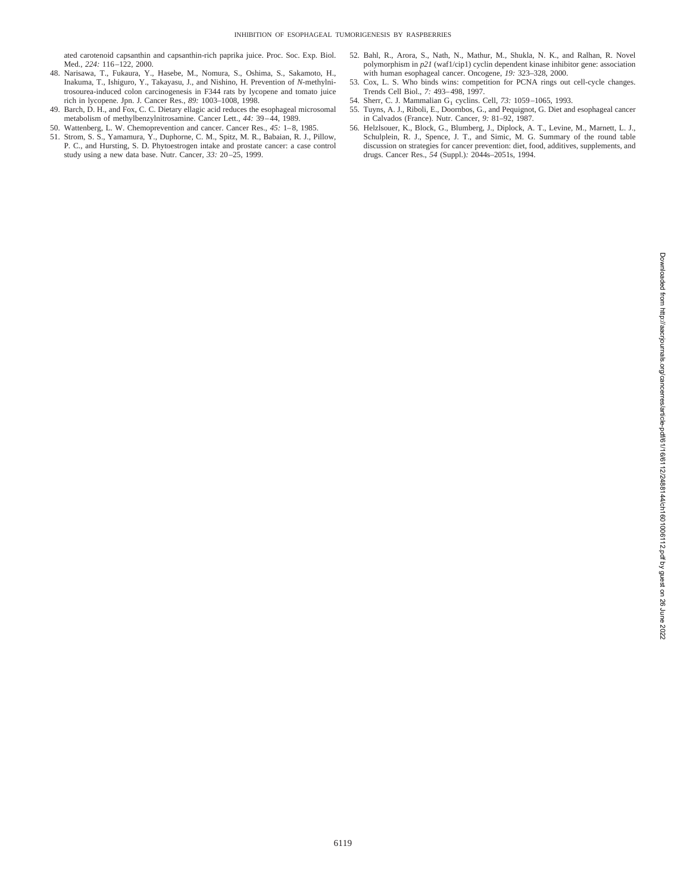ated carotenoid capsanthin and capsanthin-rich paprika juice. Proc. Soc. Exp. Biol. Med., *224:* 116–122, 2000.

48. Narisawa, T., Fukaura, Y., Hasebe, M., Nomura, S., Oshima, S., Sakamoto, H., Inakuma, T., Ishiguro, Y., Takayasu, J., and Nishino, H. Prevention of *N*-methylnitrosourea-induced colon carcinogenesis in F344 rats by lycopene and tomato juice rich in lycopene. Jpn. J. Cancer Res., *89:* 1003–1008, 1998.
49. Barch, D. H., and Fox, C. C. Dietary ellagic acid reduces the esophageal microsomal metabolism of methylbenzylnitrosamine. Cancer Lett., *44:* 39–44, 1989.
50. Wattenberg, L. W. Chemoprevention and cancer. Cancer Res., *45:* 1–8, 1985.
51. Strom, S. S., Yamamura, Y., Duphorne, C. M., Spitz, M. R., Babaian, R. J., Pillow, P. C., and Hursting, S. D. Phytoestrogen intake and prostate cancer: a case control study using a new data base. Nutr. Cancer, *33:* 20–25, 1999.
52. Bahl, R., Arora, S., Nath, N., Mathur, M., Shukla, N. K., and Ralhan, R. Novel polymorphism in *p21* (waf1/cip1) cyclin dependent kinase inhibitor gene: association with human esophageal cancer. Oncogene, *19:* 323–328, 2000.
53. Cox, L. S. Who binds wins: competition for PCNA rings out cell-cycle changes. Trends Cell Biol., *7:* 493–498, 1997.
54. Sherr, C. J. Mammalian $G_1$ cyclins. Cell, *73:* 1059–1065, 1993.
55. Tuyns, A. J., Riboli, E., Doornbos, G., and Pequignot, G. Diet and esophageal cancer in Calvados (France). Nutr. Cancer, *9:* 81–92, 1987.
56. Helzlsouer, K., Block, G., Blumberg, J., Diplock, A. T., Levine, M., Marnett, L. J., Schulplein, R. J., Spence, J. T., and Simic, M. G. Summary of the round table discussion on strategies for cancer prevention: diet, food, additives, supplements, and drugs. Cancer Res., *54* (Suppl.)*:* 2044s–2051s, 1994.